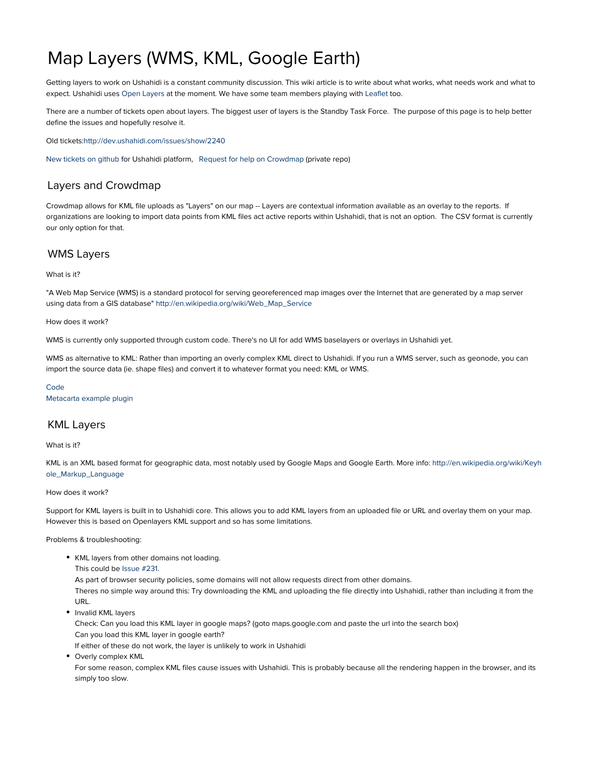# Map Layers (WMS, KML, Google Earth)

Getting layers to work on Ushahidi is a constant community discussion. This wiki article is to write about what works, what needs work and what to expect. Ushahidi uses Open Layers at the moment. We have some team members playing with Leaflet too.

There are a number of tickets open about layers. The biggest user of layers is the Standby Task Force. The purpose of this page is to help better define the issues and hopefully resolve it.

Old tickets:http://dev.ushahidi.com/issues/show/2240

New tickets on github for Ushahidi platform,   Request for help on Crowdmap (private repo)

## Layers and Crowdmap

Crowdmap allows for KML file uploads as "Layers" on our map -- Layers are contextual information available as an overlay to the reports. If organizations are looking to import data points from KML files act active reports within Ushahidi, that is not an option. The CSV format is currently our only option for that.

## WMS Layers

What is it?

"A Web Map Service (WMS) is a standard protocol for serving georeferenced map images over the Internet that are generated by a map server using data from a GIS database" http://en.wikipedia.org/wiki/Web_Map_Service

How does it work?

WMS is currently only supported through custom code. There's no UI for add WMS baselayers or overlays in Ushahidi yet.

WMS as alternative to KML: Rather than importing an overly complex KML direct to Ushahidi. If you run a WMS server, such as geonode, you can import the source data (ie. shape files) and convert it to whatever format you need: KML or WMS.

Code
Metacarta example plugin

## KML Layers

What is it?

KML is an XML based format for geographic data, most notably used by Google Maps and Google Earth. More info: http://en.wikipedia.org/wiki/Keyhole_Markup_Language

How does it work?

Support for KML layers is built in to Ushahidi core. This allows you to add KML layers from an uploaded file or URL and overlay them on your map. However this is based on Openlayers KML support and so has some limitations.

Problems & troubleshooting:

- KML layers from other domains not loading.
  This could be Issue #231.
  As part of browser security policies, some domains will not allow requests direct from other domains.
  Theres no simple way around this: Try downloading the KML and uploading the file directly into Ushahidi, rather than including it from the URL.
- Invalid KML layers
  Check: Can you load this KML layer in google maps? (goto maps.google.com and paste the url into the search box)
  Can you load this KML layer in google earth?
  If either of these do not work, the layer is unlikely to work in Ushahidi
- Overly complex KML
  For some reason, complex KML files cause issues with Ushahidi. This is probably because all the rendering happen in the browser, and its simply too slow.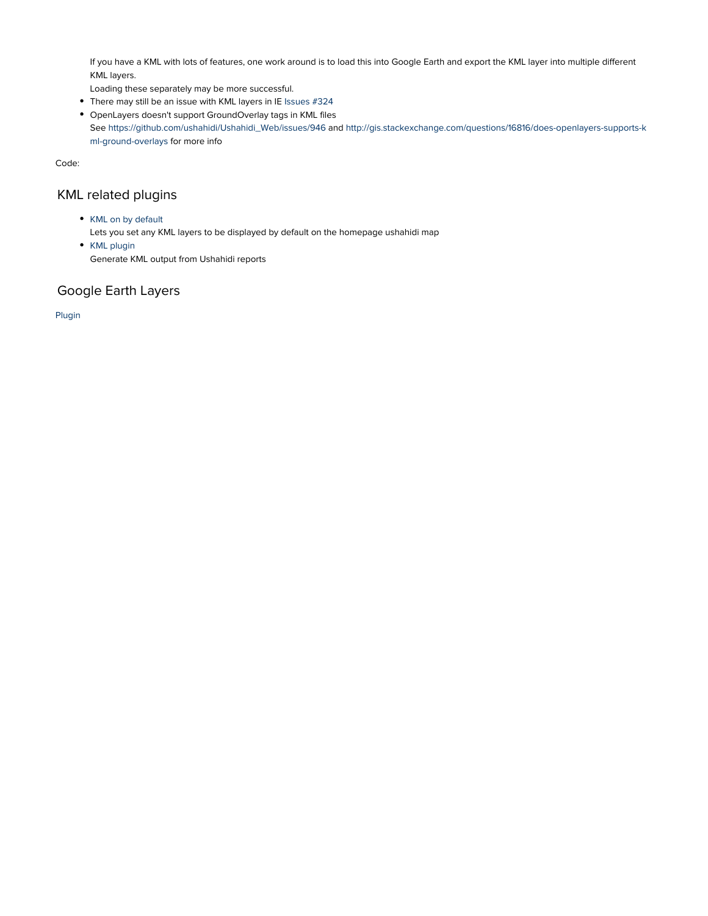If you have a KML with lots of features, one work around is to load this into Google Earth and export the KML layer into multiple different KML layers.
Loading these separately may be more successful.

- There may still be an issue with KML layers in IE Issues #324
- OpenLayers doesn't support GroundOverlay tags in KML files
  See https://github.com/ushahidi/Ushahidi_Web/issues/946 and http://gis.stackexchange.com/questions/16816/does-openlayers-supports-kml-ground-overlays for more info

Code:

## KML related plugins

- KML on by default
  Lets you set any KML layers to be displayed by default on the homepage ushahidi map
- KML plugin
  Generate KML output from Ushahidi reports

## Google Earth Layers

Plugin